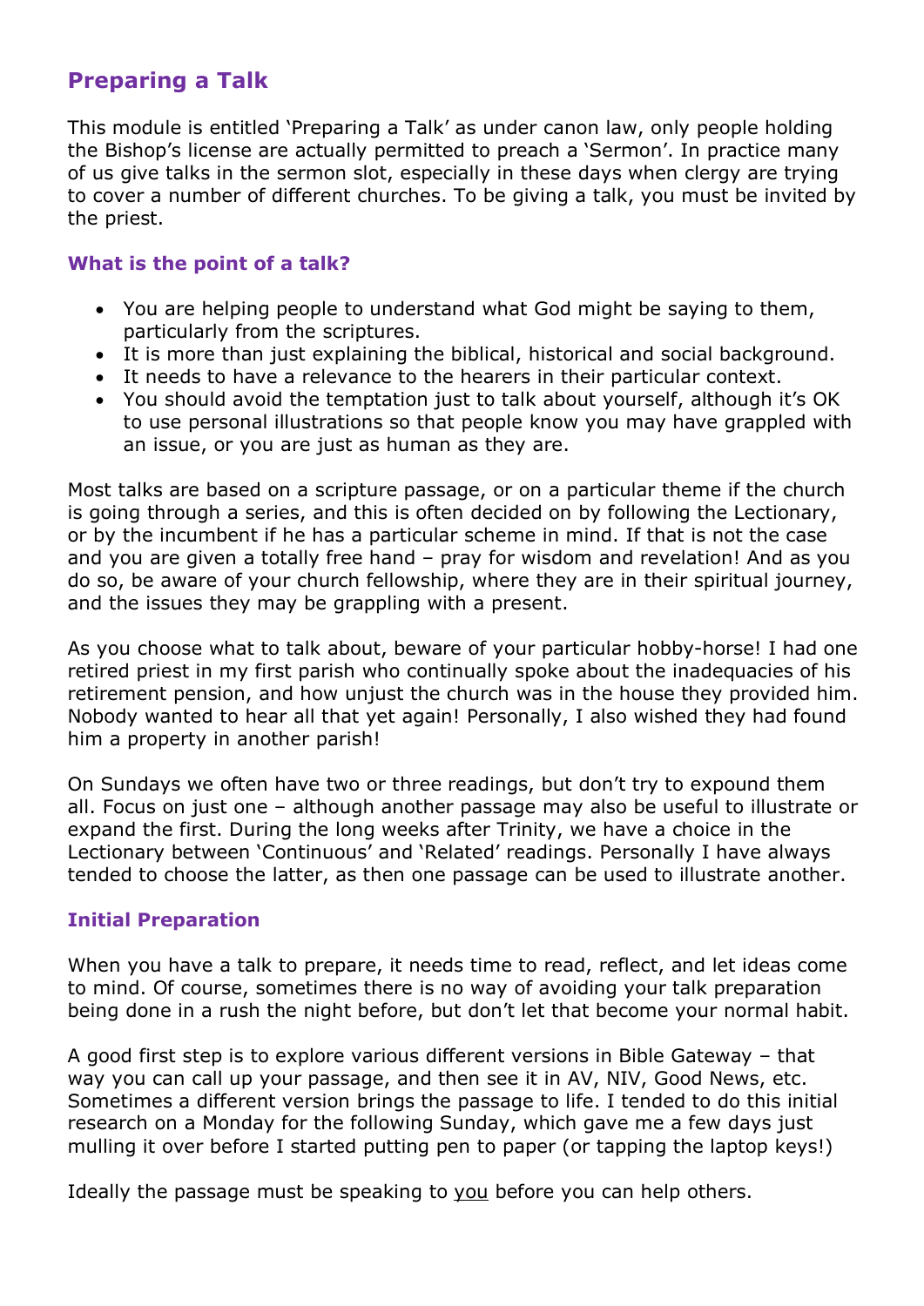## Preparing a Talk

This module is entitled 'Preparing a Talk' as under canon law, only people holding the Bishop's license are actually permitted to preach a 'Sermon'. In practice many of us give talks in the sermon slot, especially in these days when clergy are trying to cover a number of different churches. To be giving a talk, you must be invited by the priest.

### What is the point of a talk?

- You are helping people to understand what God might be saying to them, particularly from the scriptures.
- It is more than just explaining the biblical, historical and social background.
- It needs to have a relevance to the hearers in their particular context.
- You should avoid the temptation just to talk about yourself, although it's OK to use personal illustrations so that people know you may have grappled with an issue, or you are just as human as they are.

Most talks are based on a scripture passage, or on a particular theme if the church is going through a series, and this is often decided on by following the Lectionary, or by the incumbent if he has a particular scheme in mind. If that is not the case and you are given a totally free hand – pray for wisdom and revelation! And as you do so, be aware of your church fellowship, where they are in their spiritual journey, and the issues they may be grappling with a present.

As you choose what to talk about, beware of your particular hobby-horse! I had one retired priest in my first parish who continually spoke about the inadequacies of his retirement pension, and how unjust the church was in the house they provided him. Nobody wanted to hear all that yet again! Personally, I also wished they had found him a property in another parish!

On Sundays we often have two or three readings, but don't try to expound them all. Focus on just one – although another passage may also be useful to illustrate or expand the first. During the long weeks after Trinity, we have a choice in the Lectionary between 'Continuous' and 'Related' readings. Personally I have always tended to choose the latter, as then one passage can be used to illustrate another.

### Initial Preparation

When you have a talk to prepare, it needs time to read, reflect, and let ideas come to mind. Of course, sometimes there is no way of avoiding your talk preparation being done in a rush the night before, but don't let that become your normal habit.

A good first step is to explore various different versions in Bible Gateway – that way you can call up your passage, and then see it in AV, NIV, Good News, etc. Sometimes a different version brings the passage to life. I tended to do this initial research on a Monday for the following Sunday, which gave me a few days just mulling it over before I started putting pen to paper (or tapping the laptop keys!)

Ideally the passage must be speaking to <u>you</u> before you can help others.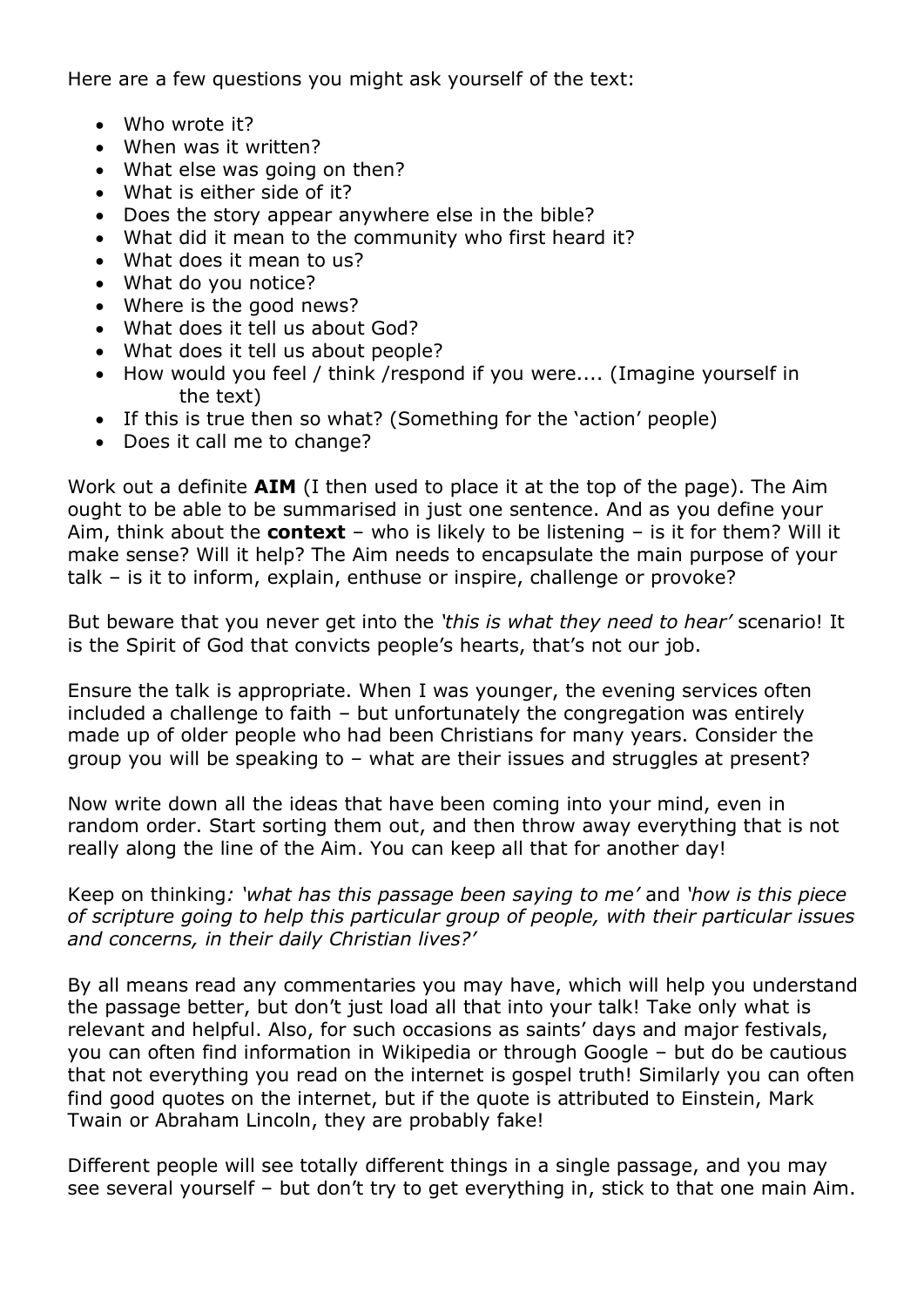Here are a few questions you might ask yourself of the text:

- Who wrote it?
- When was it written?
- What else was going on then?
- What is either side of it?
- Does the story appear anywhere else in the bible?
- What did it mean to the community who first heard it?
- What does it mean to us?
- What do you notice?
- Where is the good news?
- What does it tell us about God?
- What does it tell us about people?
- How would you feel / think /respond if you were.... (Imagine yourself in the text)
- If this is true then so what? (Something for the 'action' people)
- Does it call me to change?

Work out a definite **AIM** (I then used to place it at the top of the page). The Aim ought to be able to be summarised in just one sentence. And as you define your Aim, think about the **context** – who is likely to be listening – is it for them? Will it make sense? Will it help? The Aim needs to encapsulate the main purpose of your talk – is it to inform, explain, enthuse or inspire, challenge or provoke?

But beware that you never get into the *'this is what they need to hear'* scenario! It is the Spirit of God that convicts people's hearts, that's not our job.

Ensure the talk is appropriate. When I was younger, the evening services often included a challenge to faith – but unfortunately the congregation was entirely made up of older people who had been Christians for many years. Consider the group you will be speaking to – what are their issues and struggles at present?

Now write down all the ideas that have been coming into your mind, even in random order. Start sorting them out, and then throw away everything that is not really along the line of the Aim. You can keep all that for another day!

Keep on thinking*: 'what has this passage been saying to me'* and *'how is this piece of scripture going to help this particular group of people, with their particular issues and concerns, in their daily Christian lives?'*

By all means read any commentaries you may have, which will help you understand the passage better, but don't just load all that into your talk! Take only what is relevant and helpful. Also, for such occasions as saints' days and major festivals, you can often find information in Wikipedia or through Google – but do be cautious that not everything you read on the internet is gospel truth! Similarly you can often find good quotes on the internet, but if the quote is attributed to Einstein, Mark Twain or Abraham Lincoln, they are probably fake!

Different people will see totally different things in a single passage, and you may see several yourself – but don't try to get everything in, stick to that one main Aim.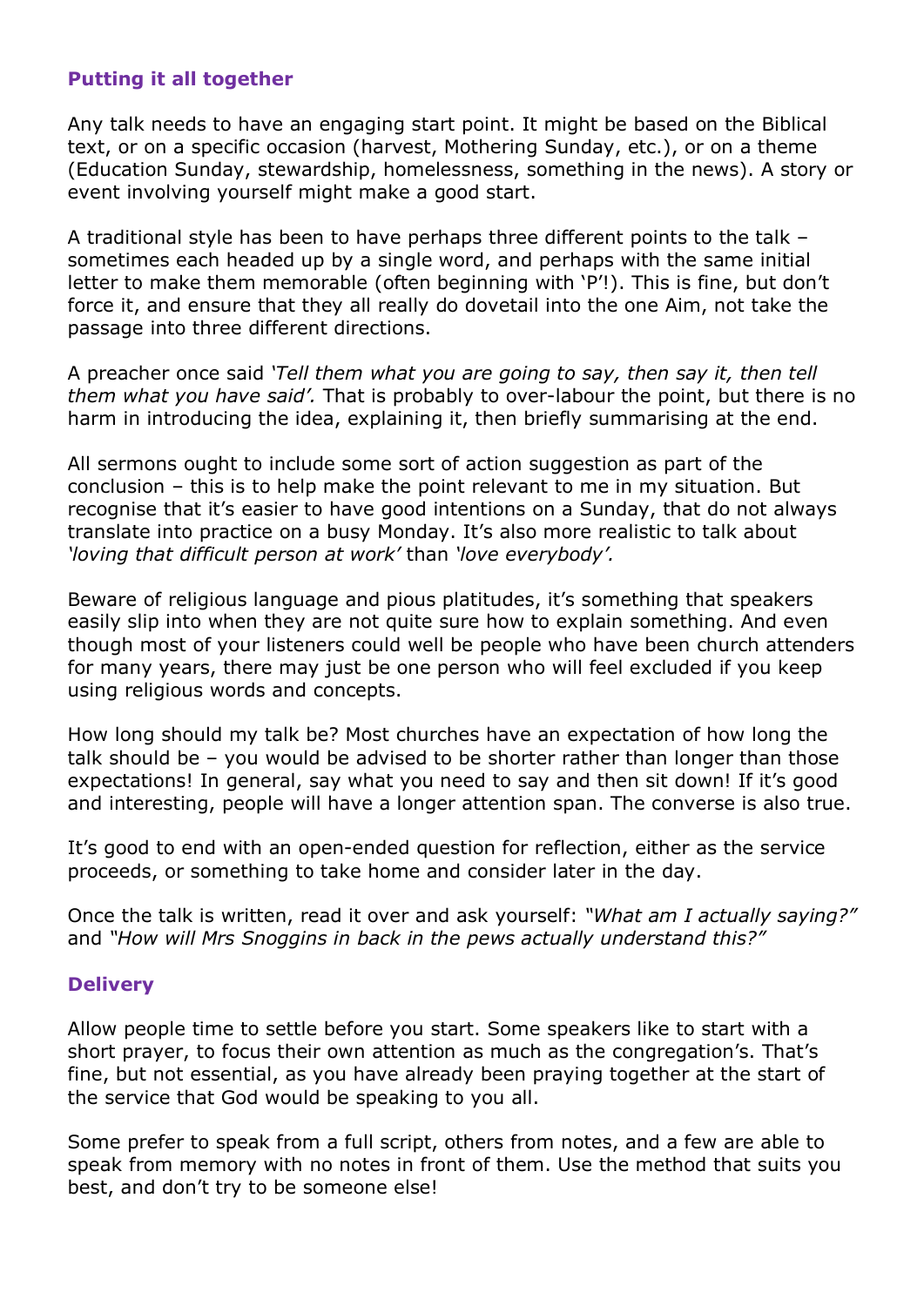## Putting it all together

Any talk needs to have an engaging start point. It might be based on the Biblical text, or on a specific occasion (harvest, Mothering Sunday, etc.), or on a theme (Education Sunday, stewardship, homelessness, something in the news). A story or event involving yourself might make a good start.

A traditional style has been to have perhaps three different points to the talk – sometimes each headed up by a single word, and perhaps with the same initial letter to make them memorable (often beginning with 'P'!). This is fine, but don't force it, and ensure that they all really do dovetail into the one Aim, not take the passage into three different directions.

A preacher once said *'Tell them what you are going to say, then say it, then tell them what you have said'.* That is probably to over-labour the point, but there is no harm in introducing the idea, explaining it, then briefly summarising at the end.

All sermons ought to include some sort of action suggestion as part of the conclusion – this is to help make the point relevant to me in my situation. But recognise that it's easier to have good intentions on a Sunday, that do not always translate into practice on a busy Monday. It's also more realistic to talk about *'loving that difficult person at work'* than *'love everybody'.*

Beware of religious language and pious platitudes, it's something that speakers easily slip into when they are not quite sure how to explain something. And even though most of your listeners could well be people who have been church attenders for many years, there may just be one person who will feel excluded if you keep using religious words and concepts.

How long should my talk be? Most churches have an expectation of how long the talk should be – you would be advised to be shorter rather than longer than those expectations! In general, say what you need to say and then sit down! If it's good and interesting, people will have a longer attention span. The converse is also true.

It's good to end with an open-ended question for reflection, either as the service proceeds, or something to take home and consider later in the day.

Once the talk is written, read it over and ask yourself: *"What am I actually saying?"* and *"How will Mrs Snoggins in back in the pews actually understand this?"*

## Delivery

Allow people time to settle before you start. Some speakers like to start with a short prayer, to focus their own attention as much as the congregation's. That's fine, but not essential, as you have already been praying together at the start of the service that God would be speaking to you all.

Some prefer to speak from a full script, others from notes, and a few are able to speak from memory with no notes in front of them. Use the method that suits you best, and don't try to be someone else!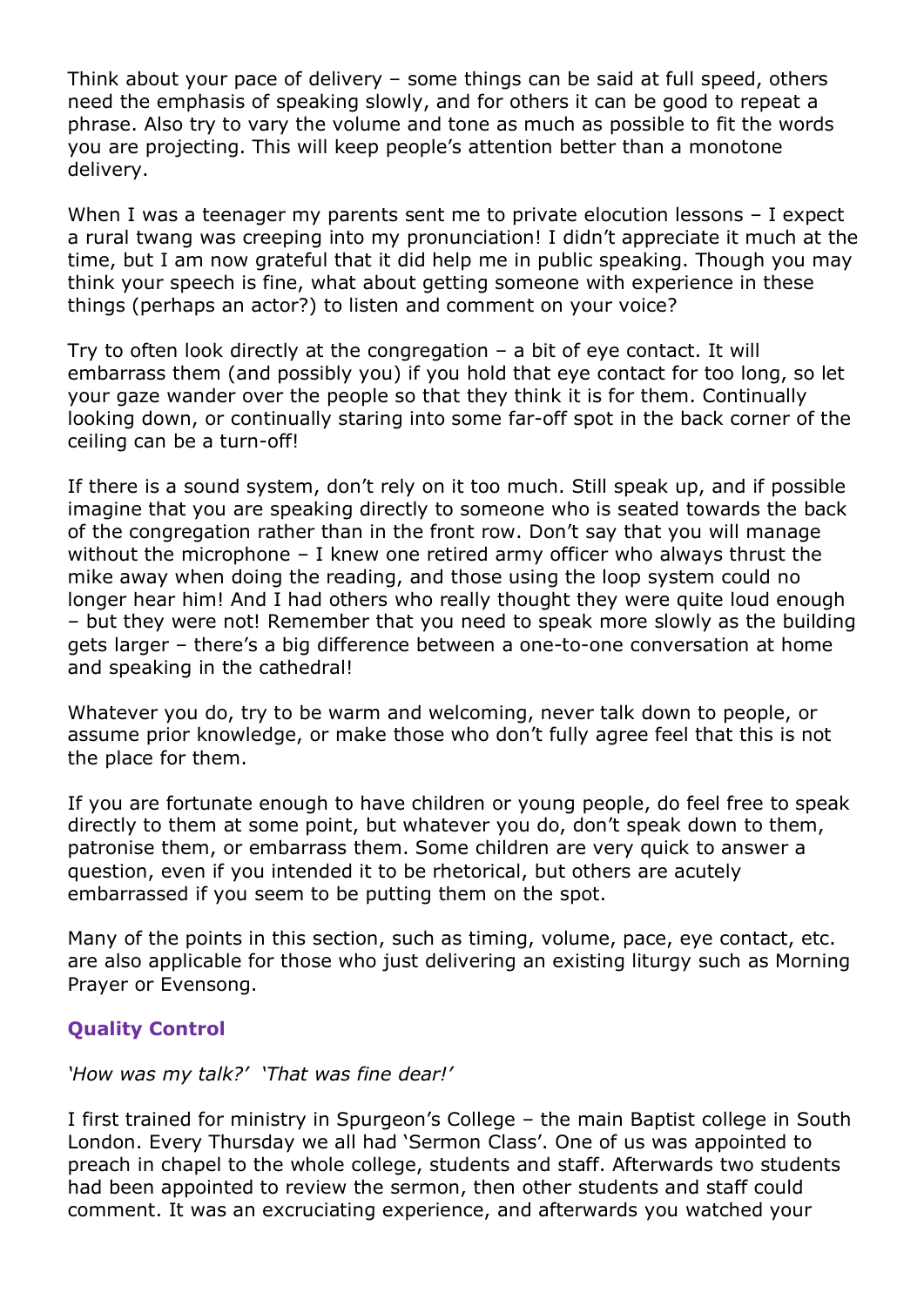Think about your pace of delivery – some things can be said at full speed, others need the emphasis of speaking slowly, and for others it can be good to repeat a phrase. Also try to vary the volume and tone as much as possible to fit the words you are projecting. This will keep people's attention better than a monotone delivery.

When I was a teenager my parents sent me to private elocution lessons – I expect a rural twang was creeping into my pronunciation! I didn't appreciate it much at the time, but I am now grateful that it did help me in public speaking. Though you may think your speech is fine, what about getting someone with experience in these things (perhaps an actor?) to listen and comment on your voice?

Try to often look directly at the congregation – a bit of eye contact. It will embarrass them (and possibly you) if you hold that eye contact for too long, so let your gaze wander over the people so that they think it is for them. Continually looking down, or continually staring into some far-off spot in the back corner of the ceiling can be a turn-off!

If there is a sound system, don't rely on it too much. Still speak up, and if possible imagine that you are speaking directly to someone who is seated towards the back of the congregation rather than in the front row. Don't say that you will manage without the microphone – I knew one retired army officer who always thrust the mike away when doing the reading, and those using the loop system could no longer hear him! And I had others who really thought they were quite loud enough – but they were not! Remember that you need to speak more slowly as the building gets larger – there's a big difference between a one-to-one conversation at home and speaking in the cathedral!

Whatever you do, try to be warm and welcoming, never talk down to people, or assume prior knowledge, or make those who don't fully agree feel that this is not the place for them.

If you are fortunate enough to have children or young people, do feel free to speak directly to them at some point, but whatever you do, don't speak down to them, patronise them, or embarrass them. Some children are very quick to answer a question, even if you intended it to be rhetorical, but others are acutely embarrassed if you seem to be putting them on the spot.

Many of the points in this section, such as timing, volume, pace, eye contact, etc. are also applicable for those who just delivering an existing liturgy such as Morning Prayer or Evensong.

### Quality Control

*'How was my talk?' 'That was fine dear!'*

I first trained for ministry in Spurgeon's College – the main Baptist college in South London. Every Thursday we all had 'Sermon Class'. One of us was appointed to preach in chapel to the whole college, students and staff. Afterwards two students had been appointed to review the sermon, then other students and staff could comment. It was an excruciating experience, and afterwards you watched your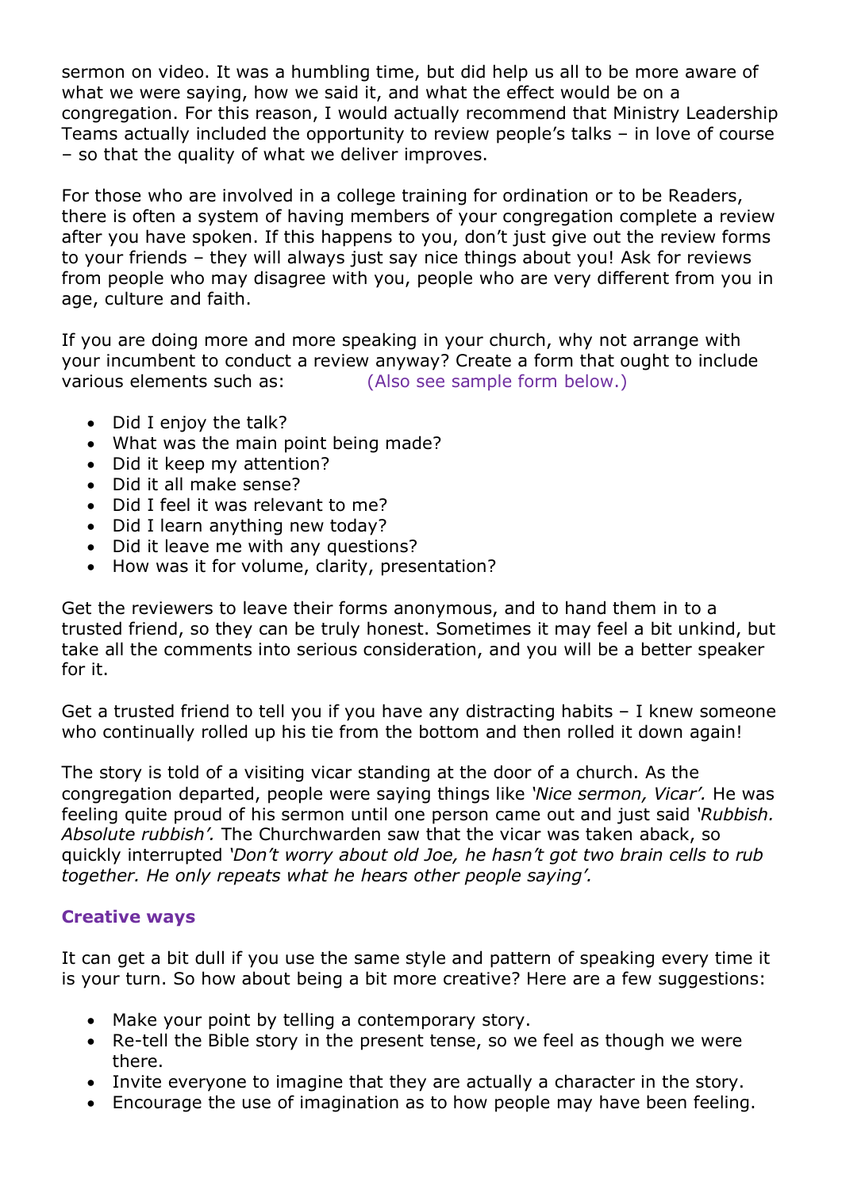sermon on video. It was a humbling time, but did help us all to be more aware of what we were saying, how we said it, and what the effect would be on a congregation. For this reason, I would actually recommend that Ministry Leadership Teams actually included the opportunity to review people's talks – in love of course – so that the quality of what we deliver improves.

For those who are involved in a college training for ordination or to be Readers, there is often a system of having members of your congregation complete a review after you have spoken. If this happens to you, don't just give out the review forms to your friends – they will always just say nice things about you! Ask for reviews from people who may disagree with you, people who are very different from you in age, culture and faith.

If you are doing more and more speaking in your church, why not arrange with your incumbent to conduct a review anyway? Create a form that ought to include various elements such as: (Also see sample form below.)

- Did I enjoy the talk?
- What was the main point being made?
- Did it keep my attention?
- Did it all make sense?
- Did I feel it was relevant to me?
- Did I learn anything new today?
- Did it leave me with any questions?
- How was it for volume, clarity, presentation?

Get the reviewers to leave their forms anonymous, and to hand them in to a trusted friend, so they can be truly honest. Sometimes it may feel a bit unkind, but take all the comments into serious consideration, and you will be a better speaker for it.

Get a trusted friend to tell you if you have any distracting habits – I knew someone who continually rolled up his tie from the bottom and then rolled it down again!

The story is told of a visiting vicar standing at the door of a church. As the congregation departed, people were saying things like *'Nice sermon, Vicar'.* He was feeling quite proud of his sermon until one person came out and just said *'Rubbish. Absolute rubbish'.* The Churchwarden saw that the vicar was taken aback, so quickly interrupted *'Don't worry about old Joe, he hasn't got two brain cells to rub together. He only repeats what he hears other people saying'.*

### Creative ways

It can get a bit dull if you use the same style and pattern of speaking every time it is your turn. So how about being a bit more creative? Here are a few suggestions:

- Make your point by telling a contemporary story.
- Re-tell the Bible story in the present tense, so we feel as though we were there.
- Invite everyone to imagine that they are actually a character in the story.
- Encourage the use of imagination as to how people may have been feeling.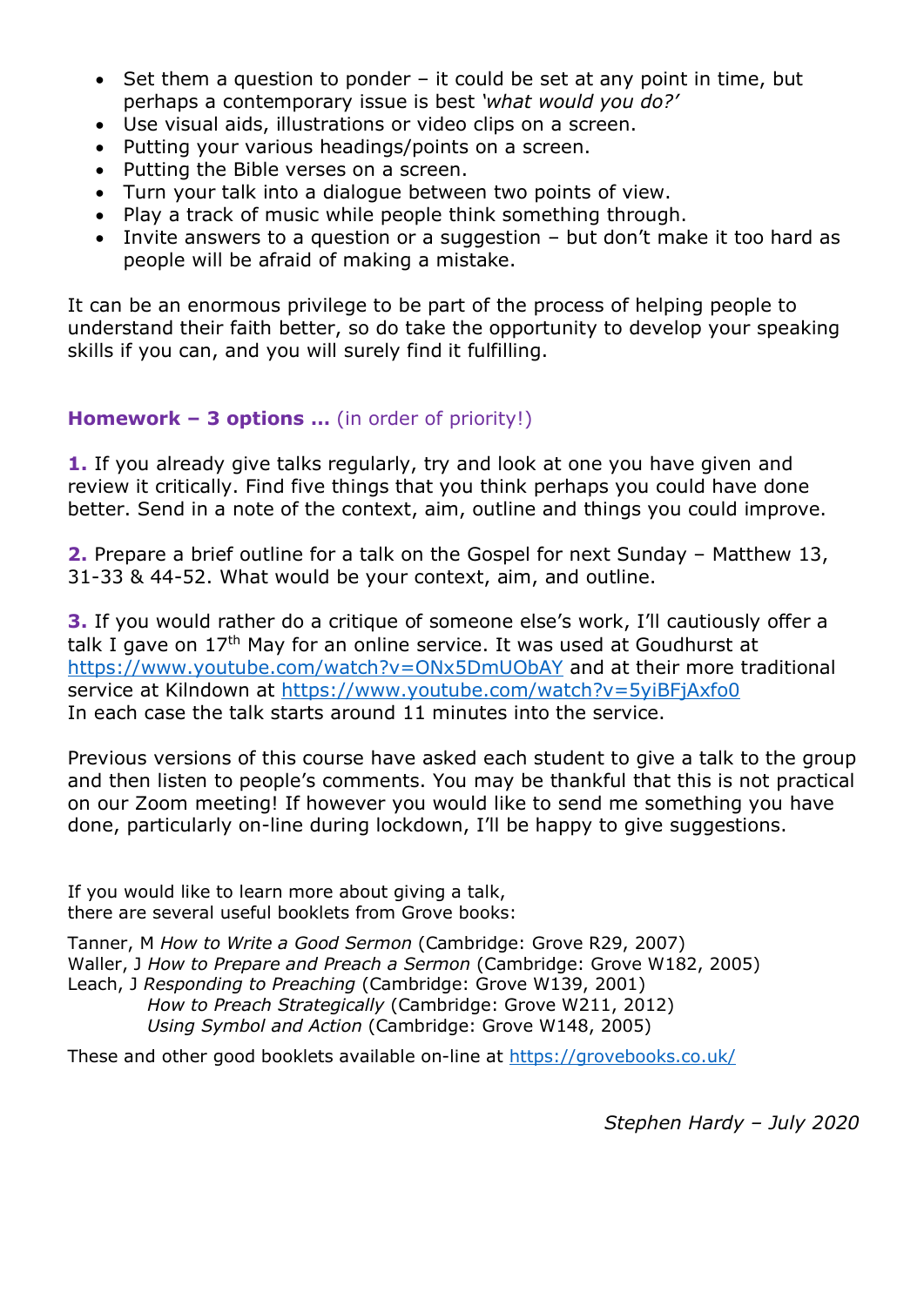- Set them a question to ponder – it could be set at any point in time, but perhaps a contemporary issue is best *'what would you do?'*
- Use visual aids, illustrations or video clips on a screen.
- Putting your various headings/points on a screen.
- Putting the Bible verses on a screen.
- Turn your talk into a dialogue between two points of view.
- Play a track of music while people think something through.
- Invite answers to a question or a suggestion – but don't make it too hard as people will be afraid of making a mistake.

It can be an enormous privilege to be part of the process of helping people to understand their faith better, so do take the opportunity to develop your speaking skills if you can, and you will surely find it fulfilling.

**Homework – 3 options …** (in order of priority!)

**1.** If you already give talks regularly, try and look at one you have given and review it critically. Find five things that you think perhaps you could have done better. Send in a note of the context, aim, outline and things you could improve.

**2.** Prepare a brief outline for a talk on the Gospel for next Sunday – Matthew 13, 31-33 & 44-52. What would be your context, aim, and outline.

**3.** If you would rather do a critique of someone else's work, I'll cautiously offer a talk I gave on 17th May for an online service. It was used at Goudhurst at https://www.youtube.com/watch?v=ONx5DmUObAY and at their more traditional service at Kilndown at https://www.youtube.com/watch?v=5yiBFjAxfo0
In each case the talk starts around 11 minutes into the service.

Previous versions of this course have asked each student to give a talk to the group and then listen to people's comments. You may be thankful that this is not practical on our Zoom meeting! If however you would like to send me something you have done, particularly on-line during lockdown, I'll be happy to give suggestions.

If you would like to learn more about giving a talk,
there are several useful booklets from Grove books:

Tanner, M *How to Write a Good Sermon* (Cambridge: Grove R29, 2007)
Waller, J *How to Prepare and Preach a Sermon* (Cambridge: Grove W182, 2005)
Leach, J *Responding to Preaching* (Cambridge: Grove W139, 2001)
*How to Preach Strategically* (Cambridge: Grove W211, 2012)
*Using Symbol and Action* (Cambridge: Grove W148, 2005)

These and other good booklets available on-line at https://grovebooks.co.uk/

*Stephen Hardy – July 2020*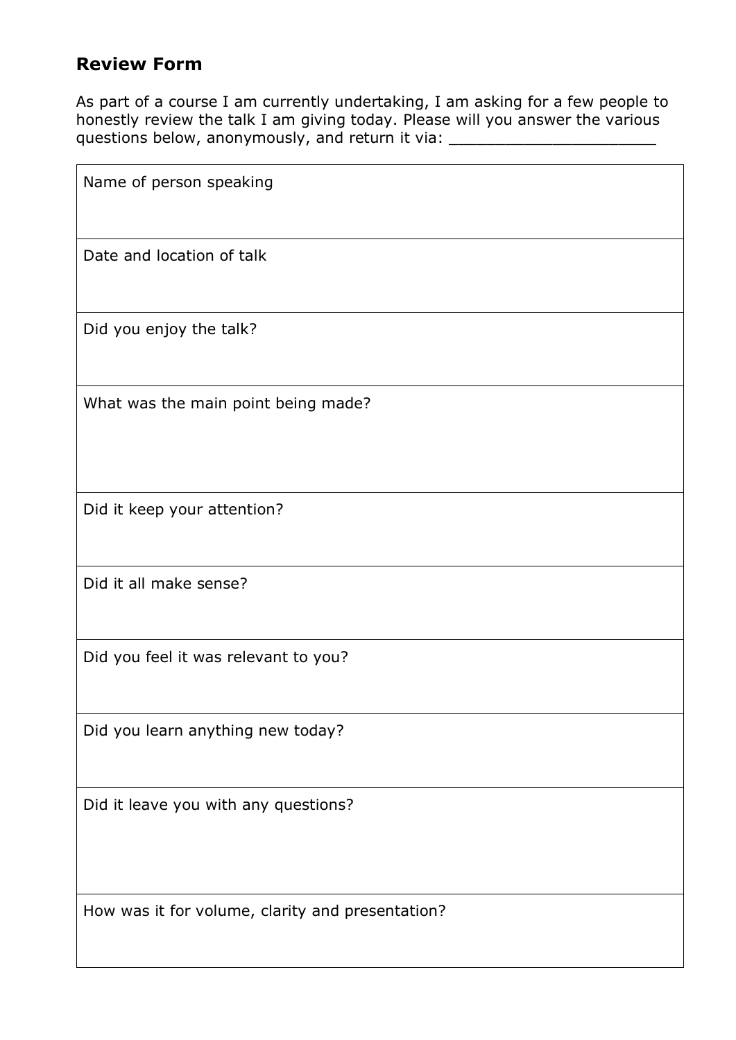## Review Form

As part of a course I am currently undertaking, I am asking for a few people to honestly review the talk I am giving today. Please will you answer the various questions below, anonymously, and return it via: ______________________

| |
|---|
| Name of person speaking |
| Date and location of talk |
| Did you enjoy the talk? |
| What was the main point being made? |
| Did it keep your attention? |
| Did it all make sense? |
| Did you feel it was relevant to you? |
| Did you learn anything new today? |
| Did it leave you with any questions? |
| How was it for volume, clarity and presentation? |